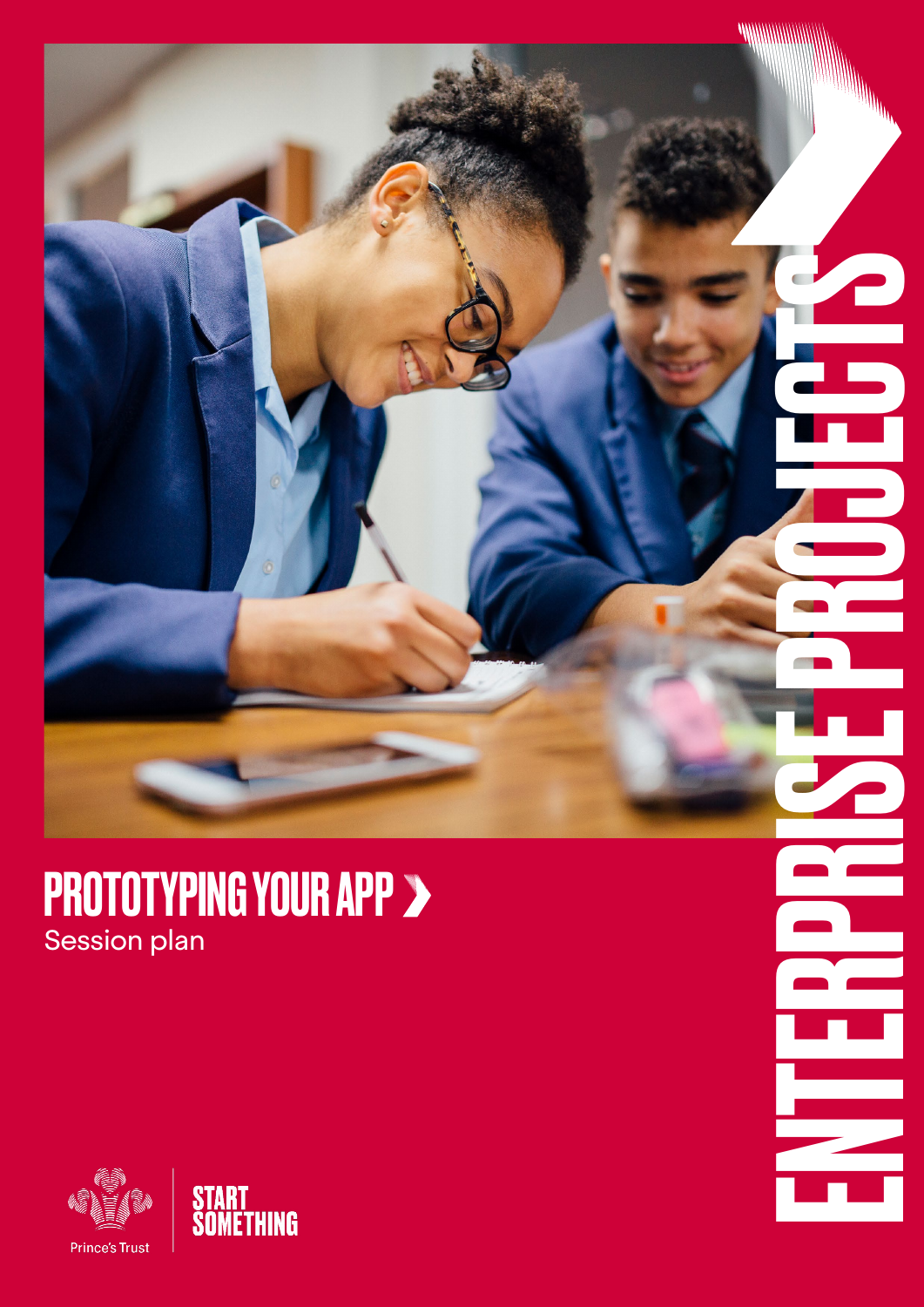# PROTOTYPING YOUR APP ›

Session plan

ENTERPRISE PROJECTS

Prince's Trust

START SOMETHING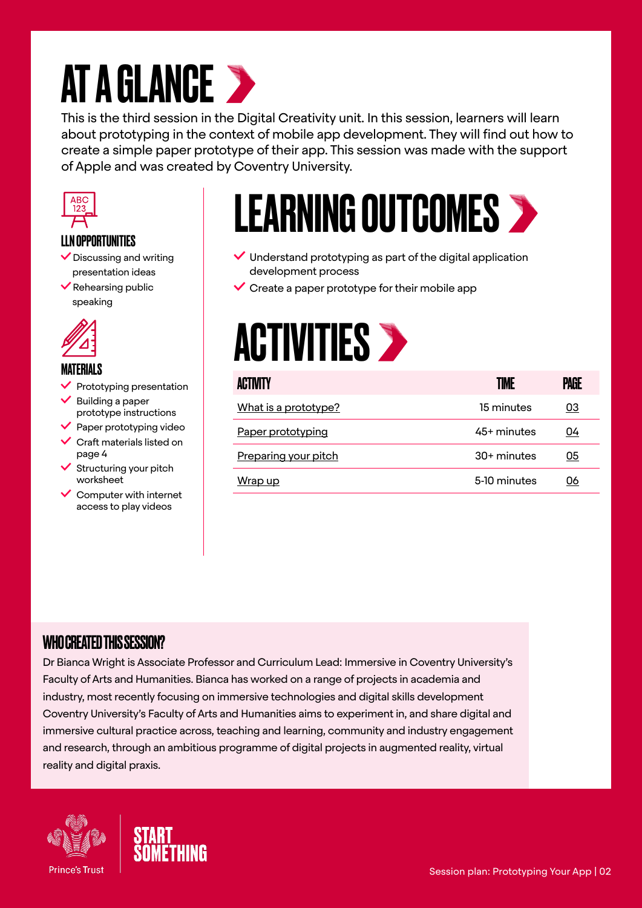# AT A GLANCE

This is the third session in the Digital Creativity unit. In this session, learners will learn about prototyping in the context of mobile app development. They will find out how to create a simple paper prototype of their app. This session was made with the support of Apple and was created by Coventry University.

### LLN OPPORTUNITIES

- Discussing and writing presentation ideas
- Rehearsing public speaking

### MATERIALS

- Prototyping presentation
- Building a paper prototype instructions
- Paper prototyping video
- Craft materials listed on page 4
- Structuring your pitch worksheet
- Computer with internet access to play videos

## LEARNING OUTCOMES

- Understand prototyping as part of the digital application development process
- Create a paper prototype for their mobile app

## ACTIVITIES

| ACTIVITY | TIME | PAGE |
|---|---|---|
| What is a prototype? | 15 minutes | 03 |
| Paper prototyping | 45+ minutes | 04 |
| Preparing your pitch | 30+ minutes | 05 |
| Wrap up | 5-10 minutes | 06 |

### WHO CREATED THIS SESSION?

Dr Bianca Wright is Associate Professor and Curriculum Lead: Immersive in Coventry University's Faculty of Arts and Humanities. Bianca has worked on a range of projects in academia and industry, most recently focusing on immersive technologies and digital skills development Coventry University's Faculty of Arts and Humanities aims to experiment in, and share digital and immersive cultural practice across, teaching and learning, community and industry engagement and research, through an ambitious programme of digital projects in augmented reality, virtual reality and digital praxis.

Prince's Trust | START SOMETHING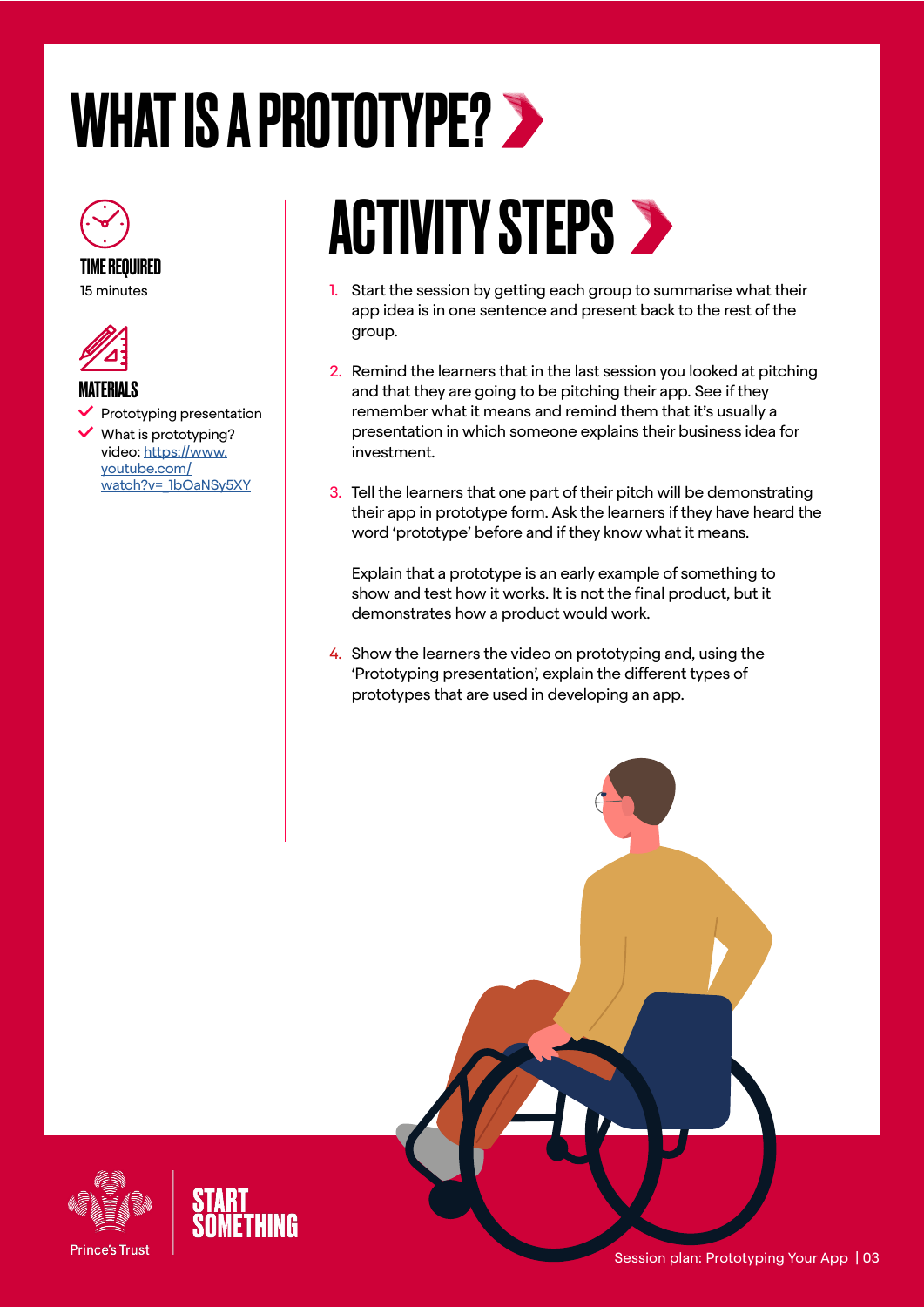# WHAT IS A PROTOTYPE?

### TIME REQUIRED

15 minutes

### MATERIALS

- Prototyping presentation
- What is prototyping? video: [https://www.youtube.com/watch?v=_1bOaNSy5XY](https://www.youtube.com/watch?v=_1bOaNSy5XY)

## ACTIVITY STEPS

1. Start the session by getting each group to summarise what their app idea is in one sentence and present back to the rest of the group.

2. Remind the learners that in the last session you looked at pitching and that they are going to be pitching their app. See if they remember what it means and remind them that it's usually a presentation in which someone explains their business idea for investment.

3. Tell the learners that one part of their pitch will be demonstrating their app in prototype form. Ask the learners if they have heard the word 'prototype' before and if they know what it means.

   Explain that a prototype is an early example of something to show and test how it works. It is not the final product, but it demonstrates how a product would work.

4. Show the learners the video on prototyping and, using the 'Prototyping presentation', explain the different types of prototypes that are used in developing an app.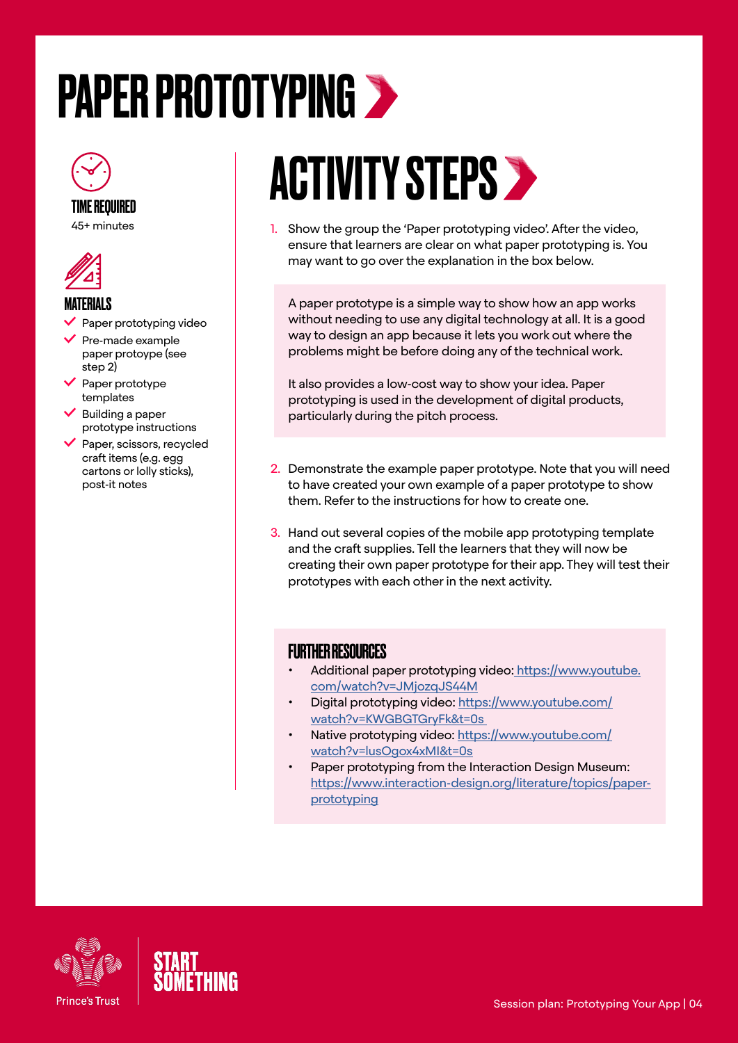# PAPER PROTOTYPING

### TIME REQUIRED

45+ minutes

### MATERIALS

- Paper prototyping video
- Pre-made example paper protoype (see step 2)
- Paper prototype templates
- Building a paper prototype instructions
- Paper, scissors, recycled craft items (e.g. egg cartons or lolly sticks), post-it notes

## ACTIVITY STEPS

1. Show the group the 'Paper prototyping video'. After the video, ensure that learners are clear on what paper prototyping is. You may want to go over the explanation in the box below.

> A paper prototype is a simple way to show how an app works without needing to use any digital technology at all. It is a good way to design an app because it lets you work out where the problems might be before doing any of the technical work.
>
> It also provides a low-cost way to show your idea. Paper prototyping is used in the development of digital products, particularly during the pitch process.

2. Demonstrate the example paper prototype. Note that you will need to have created your own example of a paper prototype to show them. Refer to the instructions for how to create one.

3. Hand out several copies of the mobile app prototyping template and the craft supplies. Tell the learners that they will now be creating their own paper prototype for their app. They will test their prototypes with each other in the next activity.

### FURTHER RESOURCES

- Additional paper prototyping video: https://www.youtube.com/watch?v=JMjozqJS44M
- Digital prototyping video: https://www.youtube.com/watch?v=KWGBGTGryFk&t=0s
- Native prototyping video: https://www.youtube.com/watch?v=lusOgox4xMI&t=0s
- Paper prototyping from the Interaction Design Museum: https://www.interaction-design.org/literature/topics/paper-prototyping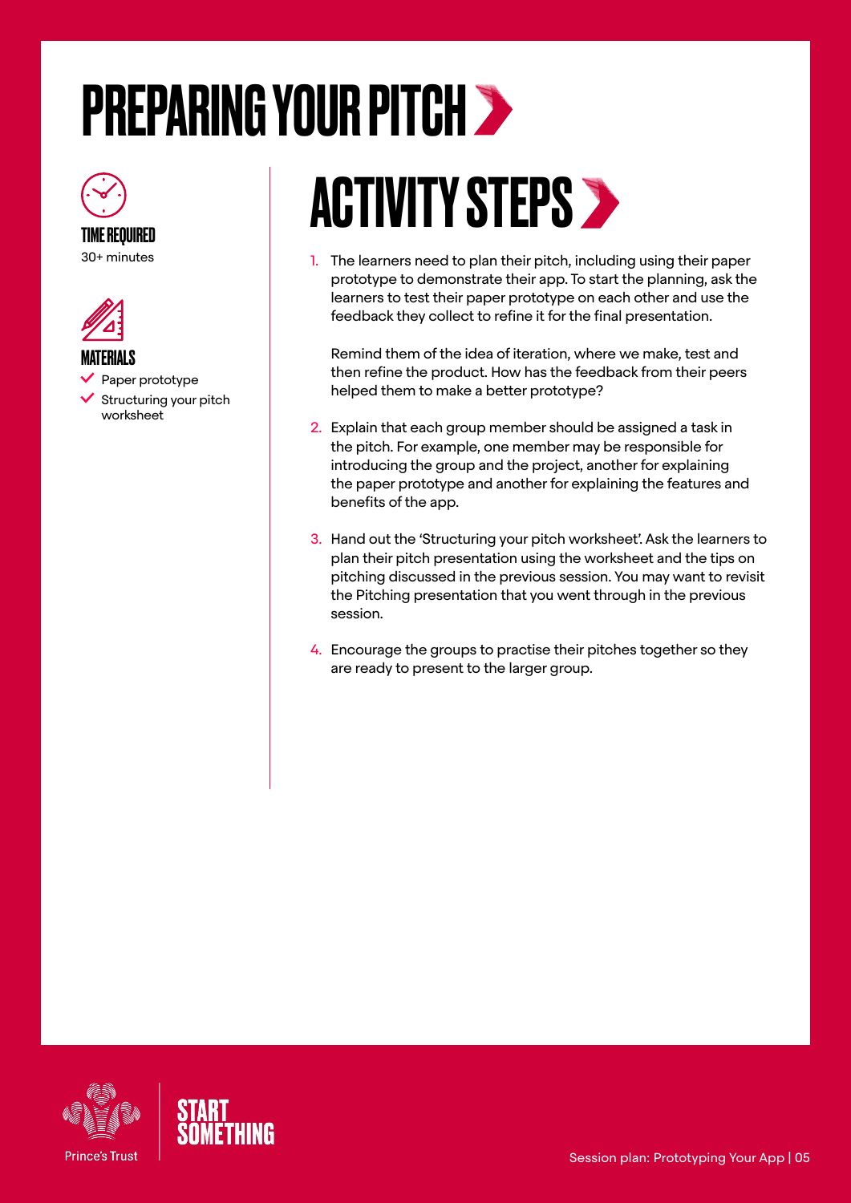# PREPARING YOUR PITCH

**TIME REQUIRED**

30+ minutes

**MATERIALS**

- Paper prototype
- Structuring your pitch worksheet

## ACTIVITY STEPS

1. The learners need to plan their pitch, including using their paper prototype to demonstrate their app. To start the planning, ask the learners to test their paper prototype on each other and use the feedback they collect to refine it for the final presentation.

   Remind them of the idea of iteration, where we make, test and then refine the product. How has the feedback from their peers helped them to make a better prototype?

2. Explain that each group member should be assigned a task in the pitch. For example, one member may be responsible for introducing the group and the project, another for explaining the paper prototype and another for explaining the features and benefits of the app.

3. Hand out the 'Structuring your pitch worksheet'. Ask the learners to plan their pitch presentation using the worksheet and the tips on pitching discussed in the previous session. You may want to revisit the Pitching presentation that you went through in the previous session.

4. Encourage the groups to practise their pitches together so they are ready to present to the larger group.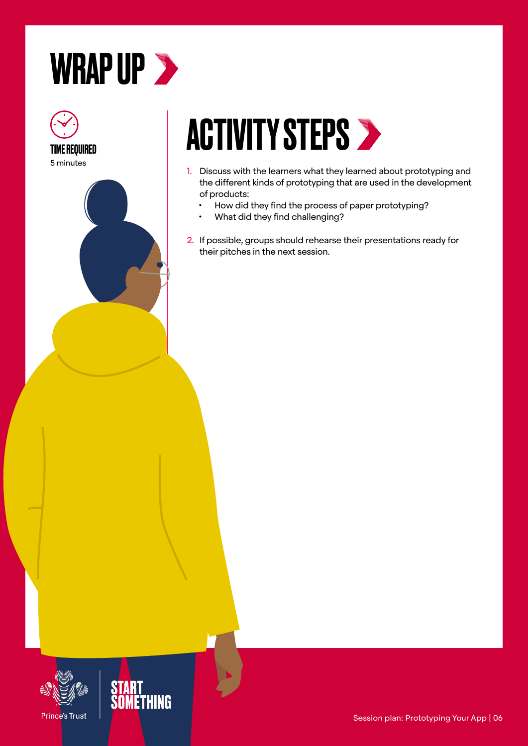# WRAP UP

**TIME REQUIRED**
5 minutes

## ACTIVITY STEPS

1. Discuss with the learners what they learned about prototyping and the different kinds of prototyping that are used in the development of products:
   - How did they find the process of paper prototyping?
   - What did they find challenging?
2. If possible, groups should rehearse their presentations ready for their pitches in the next session.